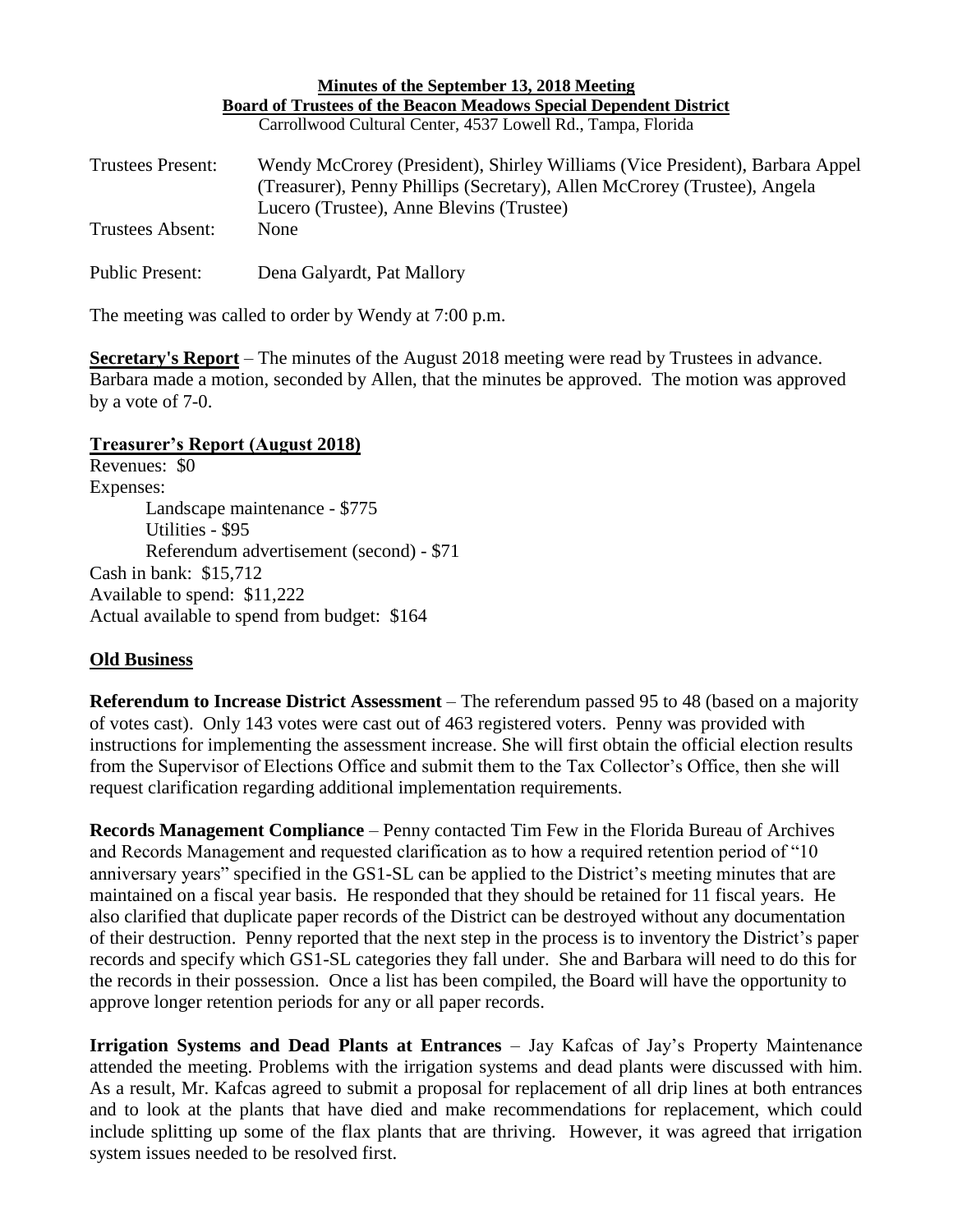**Minutes of the September 13, 2018 Meeting**
**Board of Trustees of the Beacon Meadows Special Dependent District**
Carrollwood Cultural Center, 4537 Lowell Rd., Tampa, Florida

Trustees Present: Wendy McCrorey (President), Shirley Williams (Vice President), Barbara Appel (Treasurer), Penny Phillips (Secretary), Allen McCrorey (Trustee), Angela Lucero (Trustee), Anne Blevins (Trustee)

Trustees Absent: None

Public Present: Dena Galyardt, Pat Mallory

The meeting was called to order by Wendy at 7:00 p.m.

**Secretary's Report** – The minutes of the August 2018 meeting were read by Trustees in advance. Barbara made a motion, seconded by Allen, that the minutes be approved. The motion was approved by a vote of 7-0.

**Treasurer's Report (August 2018)**

Revenues: $0
Expenses:
- Landscape maintenance - $775
- Utilities - $95
- Referendum advertisement (second) - $71

Cash in bank: $15,712
Available to spend: $11,222
Actual available to spend from budget: $164

**Old Business**

**Referendum to Increase District Assessment** – The referendum passed 95 to 48 (based on a majority of votes cast). Only 143 votes were cast out of 463 registered voters. Penny was provided with instructions for implementing the assessment increase. She will first obtain the official election results from the Supervisor of Elections Office and submit them to the Tax Collector's Office, then she will request clarification regarding additional implementation requirements.

**Records Management Compliance** – Penny contacted Tim Few in the Florida Bureau of Archives and Records Management and requested clarification as to how a required retention period of "10 anniversary years" specified in the GS1-SL can be applied to the District's meeting minutes that are maintained on a fiscal year basis. He responded that they should be retained for 11 fiscal years. He also clarified that duplicate paper records of the District can be destroyed without any documentation of their destruction. Penny reported that the next step in the process is to inventory the District's paper records and specify which GS1-SL categories they fall under. She and Barbara will need to do this for the records in their possession. Once a list has been compiled, the Board will have the opportunity to approve longer retention periods for any or all paper records.

**Irrigation Systems and Dead Plants at Entrances** – Jay Kafcas of Jay's Property Maintenance attended the meeting. Problems with the irrigation systems and dead plants were discussed with him. As a result, Mr. Kafcas agreed to submit a proposal for replacement of all drip lines at both entrances and to look at the plants that have died and make recommendations for replacement, which could include splitting up some of the flax plants that are thriving. However, it was agreed that irrigation system issues needed to be resolved first.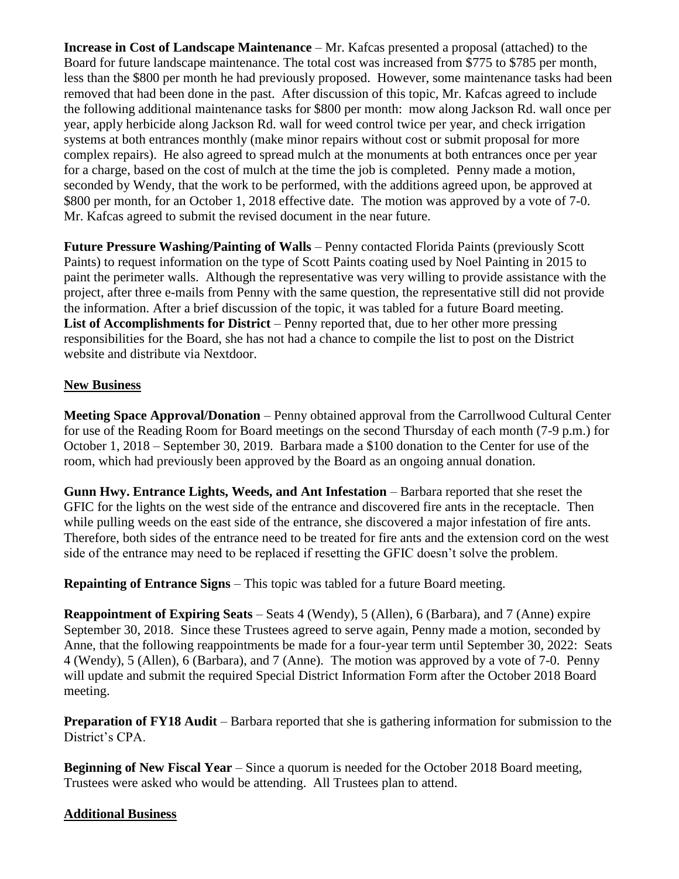**Increase in Cost of Landscape Maintenance** – Mr. Kafcas presented a proposal (attached) to the Board for future landscape maintenance. The total cost was increased from $775 to $785 per month, less than the $800 per month he had previously proposed. However, some maintenance tasks had been removed that had been done in the past. After discussion of this topic, Mr. Kafcas agreed to include the following additional maintenance tasks for $800 per month: mow along Jackson Rd. wall once per year, apply herbicide along Jackson Rd. wall for weed control twice per year, and check irrigation systems at both entrances monthly (make minor repairs without cost or submit proposal for more complex repairs). He also agreed to spread mulch at the monuments at both entrances once per year for a charge, based on the cost of mulch at the time the job is completed. Penny made a motion, seconded by Wendy, that the work to be performed, with the additions agreed upon, be approved at $800 per month, for an October 1, 2018 effective date. The motion was approved by a vote of 7-0. Mr. Kafcas agreed to submit the revised document in the near future.

**Future Pressure Washing/Painting of Walls** – Penny contacted Florida Paints (previously Scott Paints) to request information on the type of Scott Paints coating used by Noel Painting in 2015 to paint the perimeter walls. Although the representative was very willing to provide assistance with the project, after three e-mails from Penny with the same question, the representative still did not provide the information. After a brief discussion of the topic, it was tabled for a future Board meeting.
**List of Accomplishments for District** – Penny reported that, due to her other more pressing responsibilities for the Board, she has not had a chance to compile the list to post on the District website and distribute via Nextdoor.

## New Business

**Meeting Space Approval/Donation** – Penny obtained approval from the Carrollwood Cultural Center for use of the Reading Room for Board meetings on the second Thursday of each month (7-9 p.m.) for October 1, 2018 – September 30, 2019. Barbara made a $100 donation to the Center for use of the room, which had previously been approved by the Board as an ongoing annual donation.

**Gunn Hwy. Entrance Lights, Weeds, and Ant Infestation** – Barbara reported that she reset the GFIC for the lights on the west side of the entrance and discovered fire ants in the receptacle. Then while pulling weeds on the east side of the entrance, she discovered a major infestation of fire ants. Therefore, both sides of the entrance need to be treated for fire ants and the extension cord on the west side of the entrance may need to be replaced if resetting the GFIC doesn't solve the problem.

**Repainting of Entrance Signs** – This topic was tabled for a future Board meeting.

**Reappointment of Expiring Seats** – Seats 4 (Wendy), 5 (Allen), 6 (Barbara), and 7 (Anne) expire September 30, 2018. Since these Trustees agreed to serve again, Penny made a motion, seconded by Anne, that the following reappointments be made for a four-year term until September 30, 2022: Seats 4 (Wendy), 5 (Allen), 6 (Barbara), and 7 (Anne). The motion was approved by a vote of 7-0. Penny will update and submit the required Special District Information Form after the October 2018 Board meeting.

**Preparation of FY18 Audit** – Barbara reported that she is gathering information for submission to the District's CPA.

**Beginning of New Fiscal Year** – Since a quorum is needed for the October 2018 Board meeting, Trustees were asked who would be attending. All Trustees plan to attend.

## Additional Business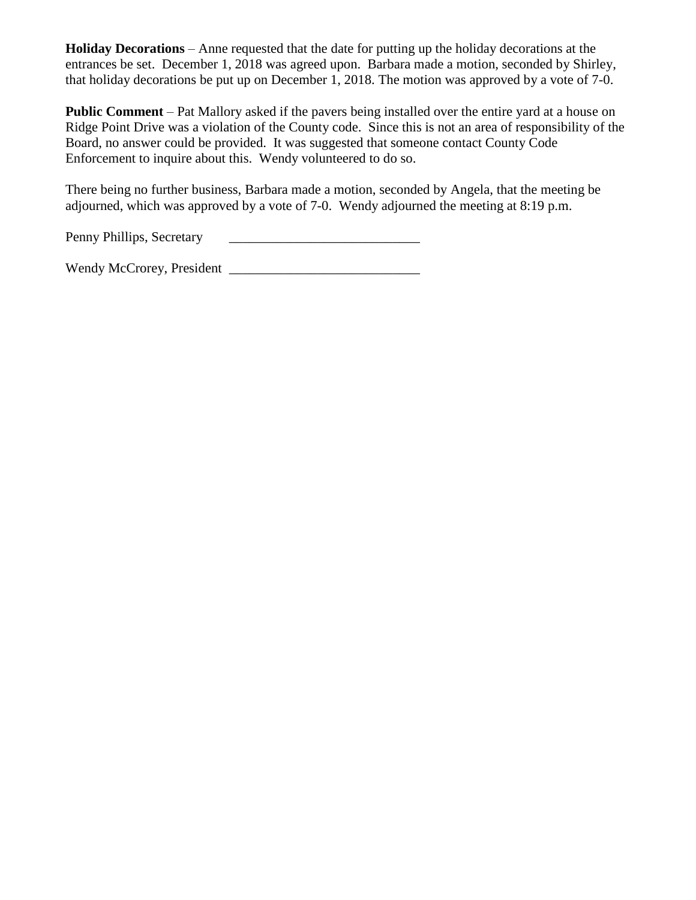**Holiday Decorations** – Anne requested that the date for putting up the holiday decorations at the entrances be set. December 1, 2018 was agreed upon. Barbara made a motion, seconded by Shirley, that holiday decorations be put up on December 1, 2018. The motion was approved by a vote of 7-0.

**Public Comment** – Pat Mallory asked if the pavers being installed over the entire yard at a house on Ridge Point Drive was a violation of the County code. Since this is not an area of responsibility of the Board, no answer could be provided. It was suggested that someone contact County Code Enforcement to inquire about this. Wendy volunteered to do so.

There being no further business, Barbara made a motion, seconded by Angela, that the meeting be adjourned, which was approved by a vote of 7-0. Wendy adjourned the meeting at 8:19 p.m.

Penny Phillips, Secretary ____________________________

Wendy McCrorey, President ____________________________